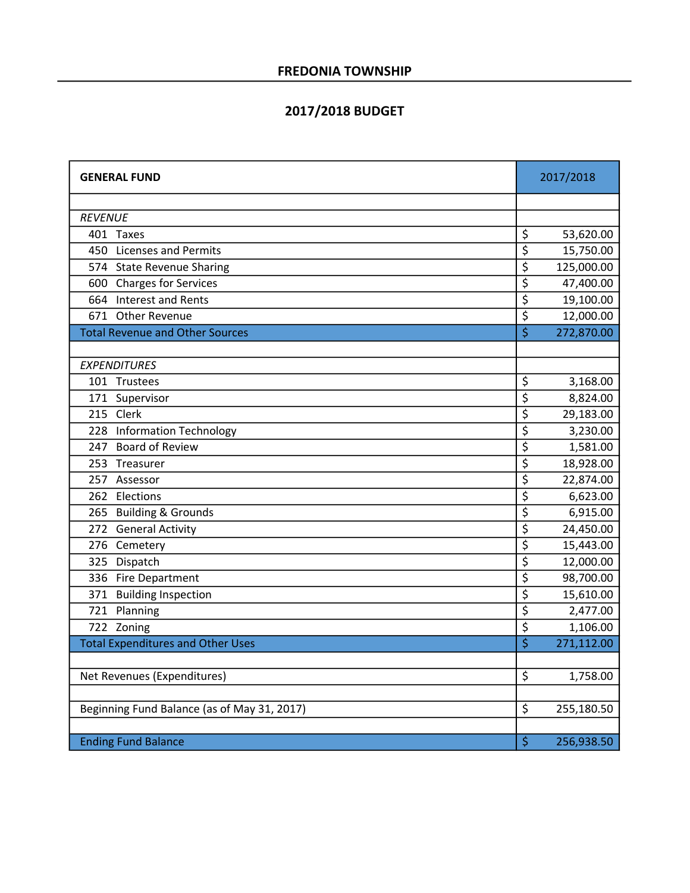# FREDONIA TOWNSHIP

## 2017/2018 BUDGET

| GENERAL FUND | 2017/2018 |
|---|---|
| | |
| *REVENUE* | |
| 401 Taxes | $ 53,620.00 |
| 450 Licenses and Permits | $ 15,750.00 |
| 574 State Revenue Sharing | $ 125,000.00 |
| 600 Charges for Services | $ 47,400.00 |
| 664 Interest and Rents | $ 19,100.00 |
| 671 Other Revenue | $ 12,000.00 |
| Total Revenue and Other Sources | $ 272,870.00 |
| | |
| *EXPENDITURES* | |
| 101 Trustees | $ 3,168.00 |
| 171 Supervisor | $ 8,824.00 |
| 215 Clerk | $ 29,183.00 |
| 228 Information Technology | $ 3,230.00 |
| 247 Board of Review | $ 1,581.00 |
| 253 Treasurer | $ 18,928.00 |
| 257 Assessor | $ 22,874.00 |
| 262 Elections | $ 6,623.00 |
| 265 Building & Grounds | $ 6,915.00 |
| 272 General Activity | $ 24,450.00 |
| 276 Cemetery | $ 15,443.00 |
| 325 Dispatch | $ 12,000.00 |
| 336 Fire Department | $ 98,700.00 |
| 371 Building Inspection | $ 15,610.00 |
| 721 Planning | $ 2,477.00 |
| 722 Zoning | $ 1,106.00 |
| Total Expenditures and Other Uses | $ 271,112.00 |
| | |
| Net Revenues (Expenditures) | $ 1,758.00 |
| | |
| Beginning Fund Balance (as of May 31, 2017) | $ 255,180.50 |
| | |
| Ending Fund Balance | $ 256,938.50 |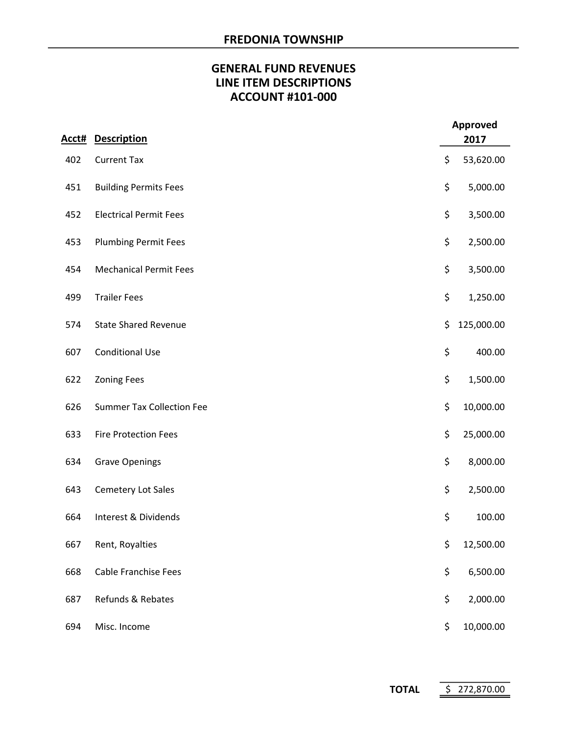# FREDONIA TOWNSHIP

## GENERAL FUND REVENUES
## LINE ITEM DESCRIPTIONS
## ACCOUNT #101-000

| Acct# | Description | Approved 2017 |
|---|---|---|
| 402 | Current Tax | $ 53,620.00 |
| 451 | Building Permits Fees | $ 5,000.00 |
| 452 | Electrical Permit Fees | $ 3,500.00 |
| 453 | Plumbing Permit Fees | $ 2,500.00 |
| 454 | Mechanical Permit Fees | $ 3,500.00 |
| 499 | Trailer Fees | $ 1,250.00 |
| 574 | State Shared Revenue | $ 125,000.00 |
| 607 | Conditional Use | $ 400.00 |
| 622 | Zoning Fees | $ 1,500.00 |
| 626 | Summer Tax Collection Fee | $ 10,000.00 |
| 633 | Fire Protection Fees | $ 25,000.00 |
| 634 | Grave Openings | $ 8,000.00 |
| 643 | Cemetery Lot Sales | $ 2,500.00 |
| 664 | Interest & Dividends | $ 100.00 |
| 667 | Rent, Royalties | $ 12,500.00 |
| 668 | Cable Franchise Fees | $ 6,500.00 |
| 687 | Refunds & Rebates | $ 2,000.00 |
| 694 | Misc. Income | $ 10,000.00 |
| | **TOTAL** | $ 272,870.00 |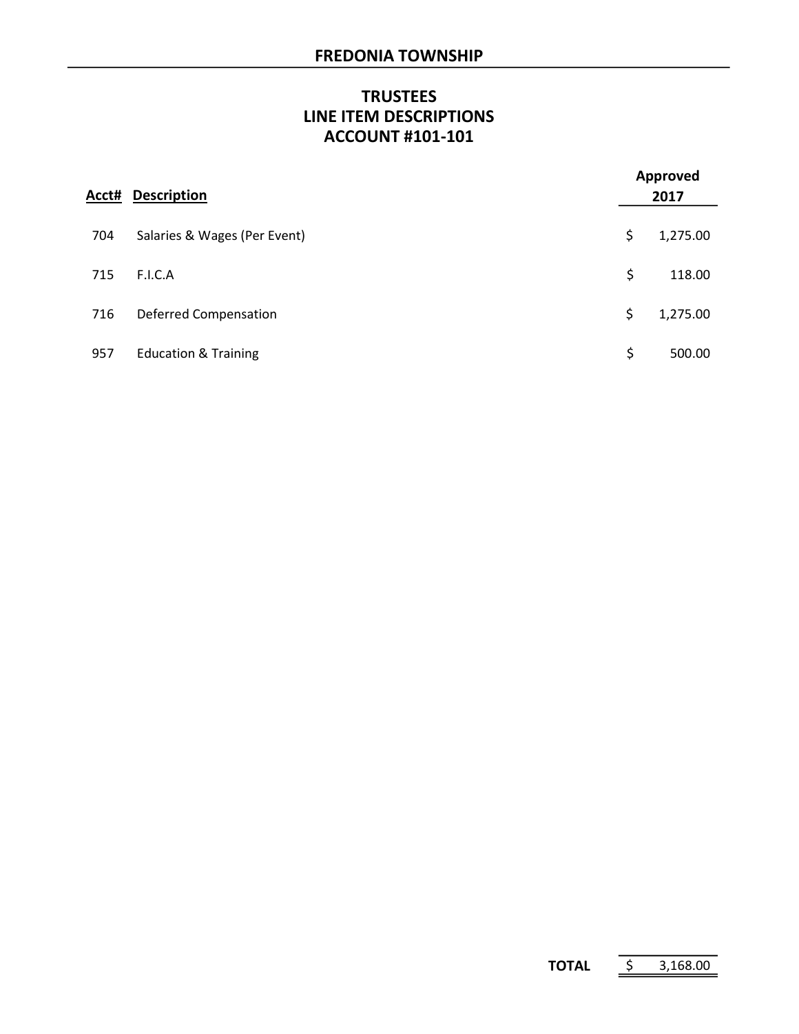# FREDONIA TOWNSHIP

## TRUSTEES
## LINE ITEM DESCRIPTIONS
## ACCOUNT #101-101

| Acct# | Description | Approved 2017 |
|---|---|---|
| 704 | Salaries & Wages (Per Event) | $ 1,275.00 |
| 715 | F.I.C.A | $ 118.00 |
| 716 | Deferred Compensation | $ 1,275.00 |
| 957 | Education & Training | $ 500.00 |
| | **TOTAL** | $ 3,168.00 |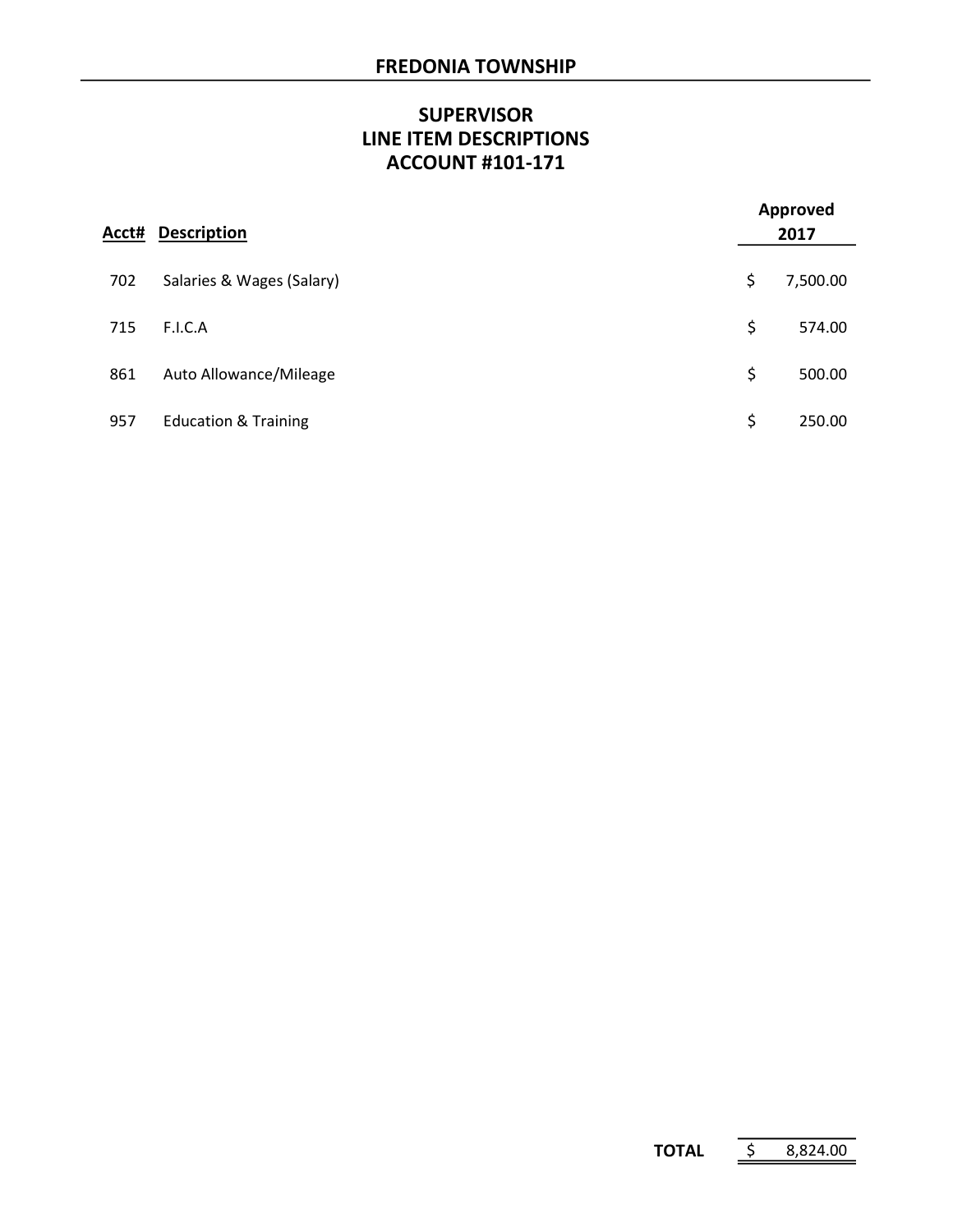## FREDONIA TOWNSHIP

### SUPERVISOR
### LINE ITEM DESCRIPTIONS
### ACCOUNT #101-171

| Acct# | Description | Approved 2017 |
|---|---|---|
| 702 | Salaries & Wages (Salary) | $ 7,500.00 |
| 715 | F.I.C.A | $ 574.00 |
| 861 | Auto Allowance/Mileage | $ 500.00 |
| 957 | Education & Training | $ 250.00 |
| | **TOTAL** | $ 8,824.00 |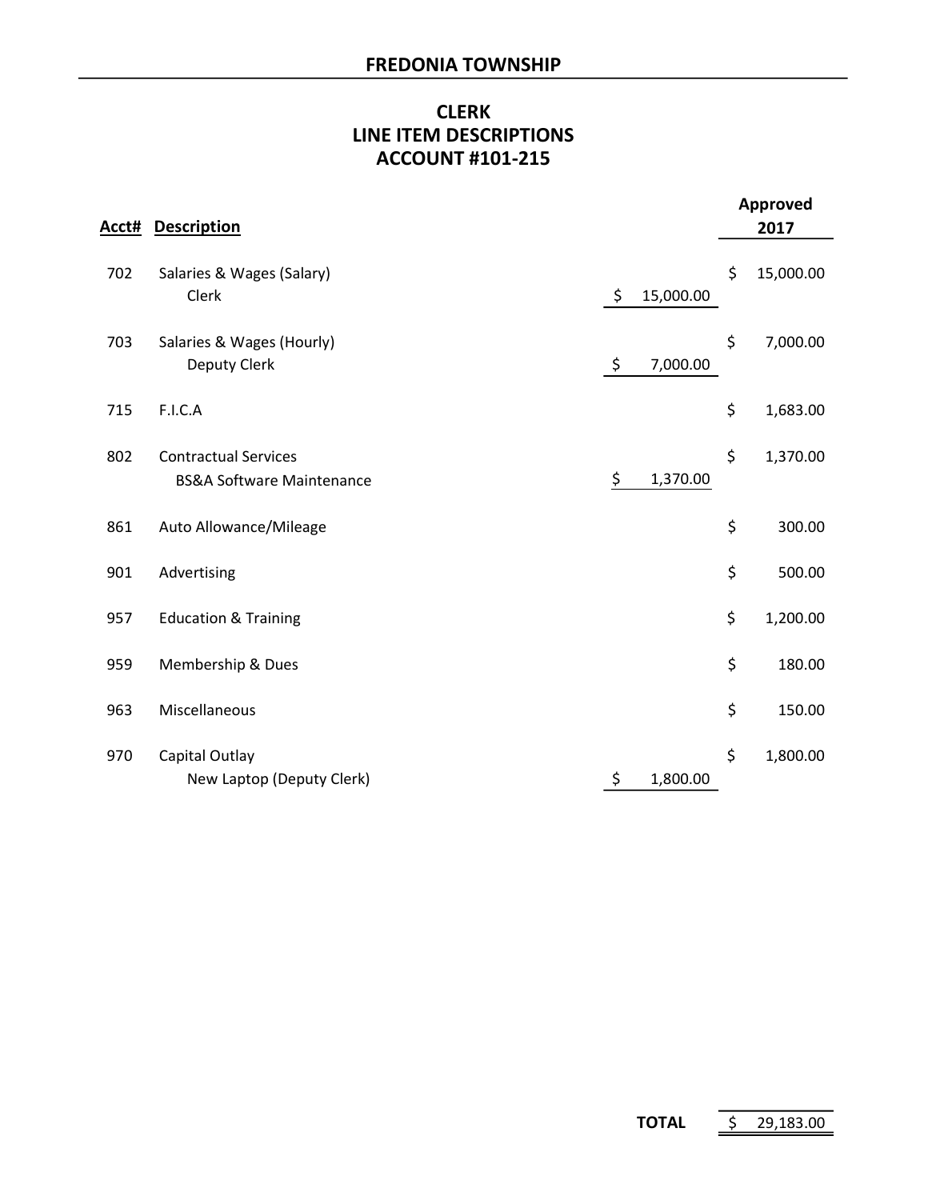## FREDONIA TOWNSHIP

### CLERK
### LINE ITEM DESCRIPTIONS
### ACCOUNT #101-215

| Acct# | Description | | Approved 2017 |
|---|---|---|---|
| 702 | Salaries & Wages (Salary) | | $ 15,000.00 |
| | Clerk | $ 15,000.00 | |
| 703 | Salaries & Wages (Hourly) | | $ 7,000.00 |
| | Deputy Clerk | $ 7,000.00 | |
| 715 | F.I.C.A | | $ 1,683.00 |
| 802 | Contractual Services | | $ 1,370.00 |
| | BS&A Software Maintenance | $ 1,370.00 | |
| 861 | Auto Allowance/Mileage | | $ 300.00 |
| 901 | Advertising | | $ 500.00 |
| 957 | Education & Training | | $ 1,200.00 |
| 959 | Membership & Dues | | $ 180.00 |
| 963 | Miscellaneous | | $ 150.00 |
| 970 | Capital Outlay | | $ 1,800.00 |
| | New Laptop (Deputy Clerk) | $ 1,800.00 | |
| | | **TOTAL** | $ 29,183.00 |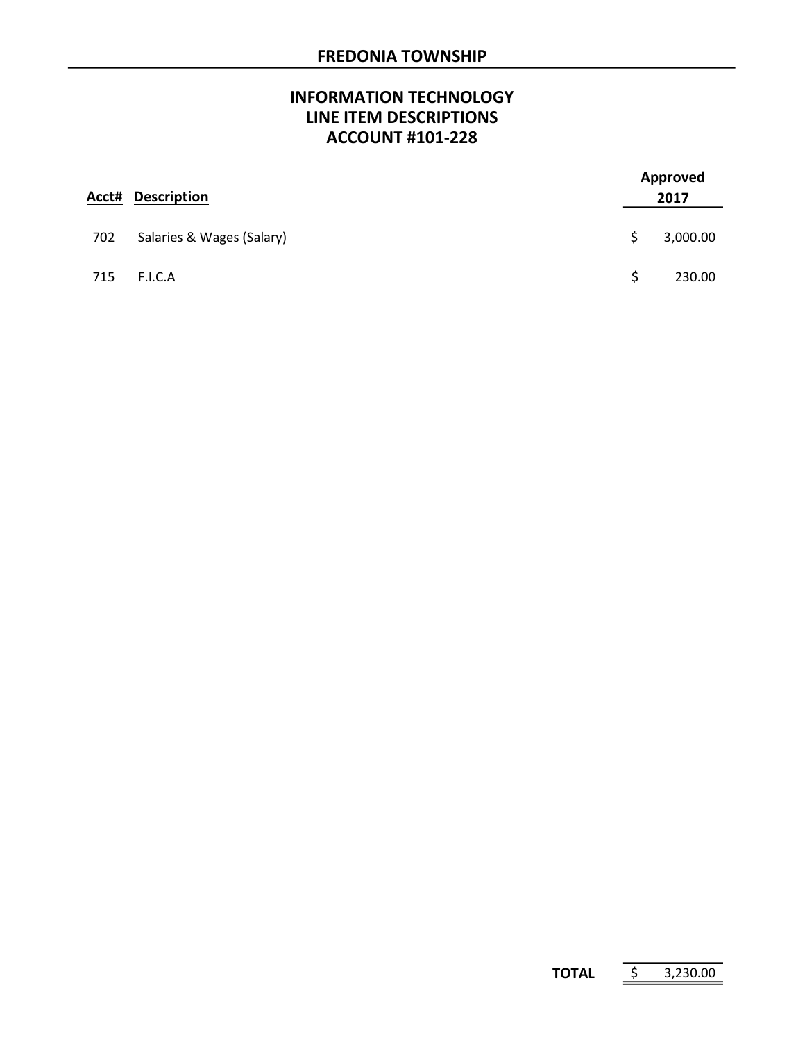# FREDONIA TOWNSHIP

## INFORMATION TECHNOLOGY
## LINE ITEM DESCRIPTIONS
## ACCOUNT #101-228

| Acct# | Description | Approved 2017 |
|---|---|---|
| 702 | Salaries & Wages (Salary) | $ 3,000.00 |
| 715 | F.I.C.A | $ 230.00 |
| | **TOTAL** | $ 3,230.00 |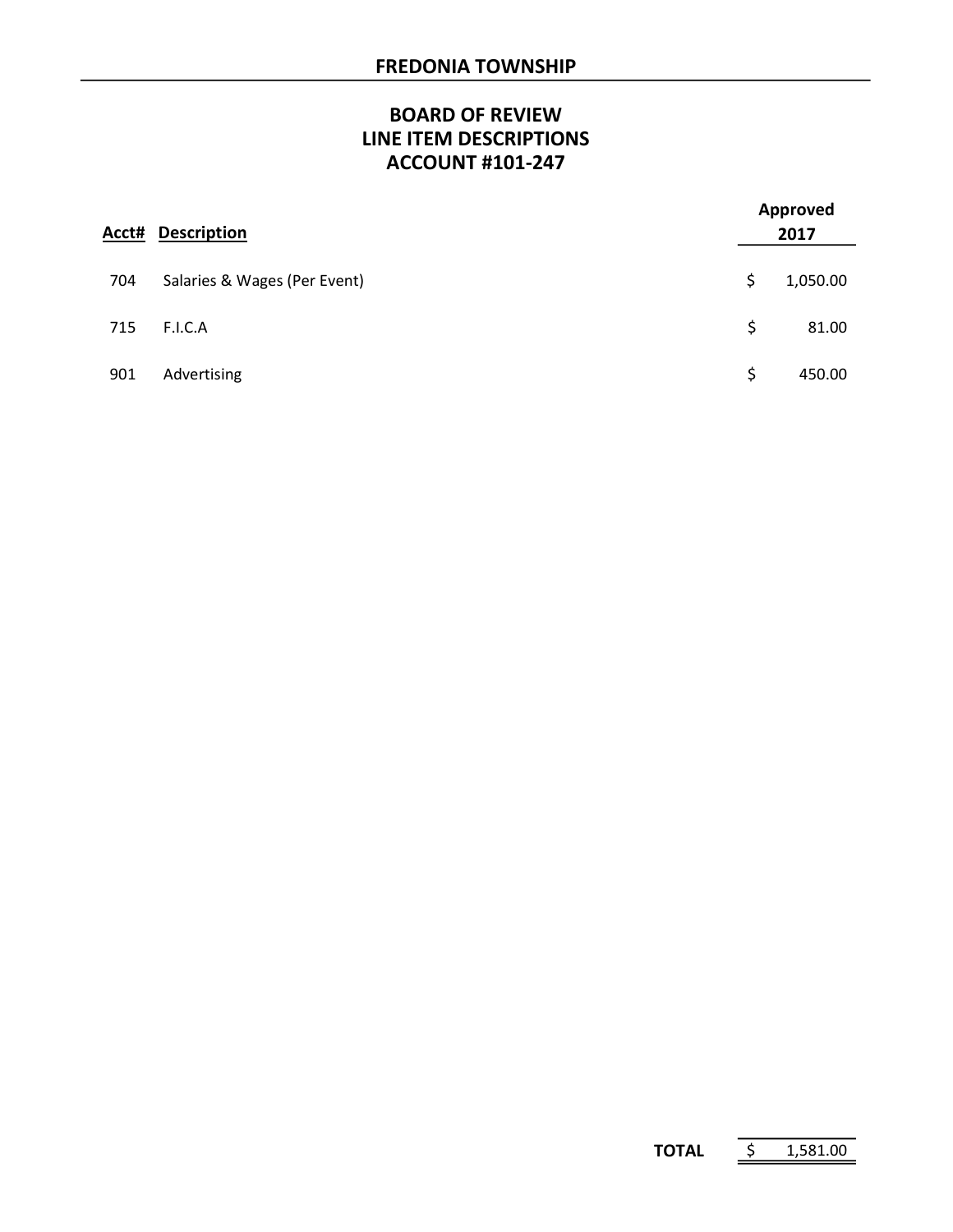# FREDONIA TOWNSHIP

## BOARD OF REVIEW
## LINE ITEM DESCRIPTIONS
## ACCOUNT #101-247

| Acct# | Description | Approved 2017 |
|---|---|---|
| 704 | Salaries & Wages (Per Event) | $ 1,050.00 |
| 715 | F.I.C.A | $ 81.00 |
| 901 | Advertising | $ 450.00 |
| | **TOTAL** | $ 1,581.00 |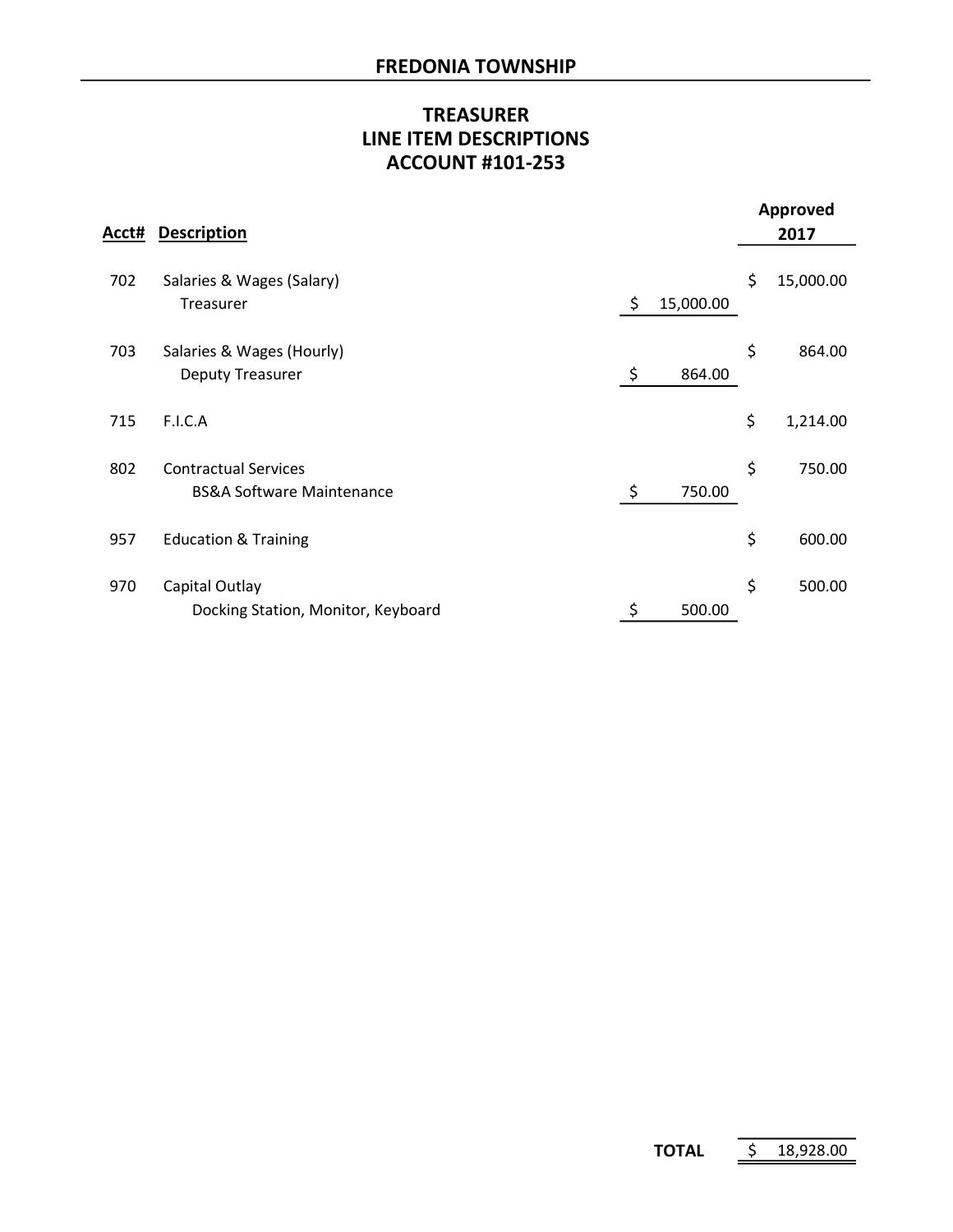## FREDONIA TOWNSHIP

### TREASURER
### LINE ITEM DESCRIPTIONS
### ACCOUNT #101-253

| Acct# | Description | | Approved 2017 |
|---|---|---|---|
| 702 | Salaries & Wages (Salary) | | $ 15,000.00 |
| | Treasurer | $ 15,000.00 | |
| 703 | Salaries & Wages (Hourly) | | $ 864.00 |
| | Deputy Treasurer | $ 864.00 | |
| 715 | F.I.C.A | | $ 1,214.00 |
| 802 | Contractual Services | | $ 750.00 |
| | BS&A Software Maintenance | $ 750.00 | |
| 957 | Education & Training | | $ 600.00 |
| 970 | Capital Outlay | | $ 500.00 |
| | Docking Station, Monitor, Keyboard | $ 500.00 | |
| | | **TOTAL** | $ 18,928.00 |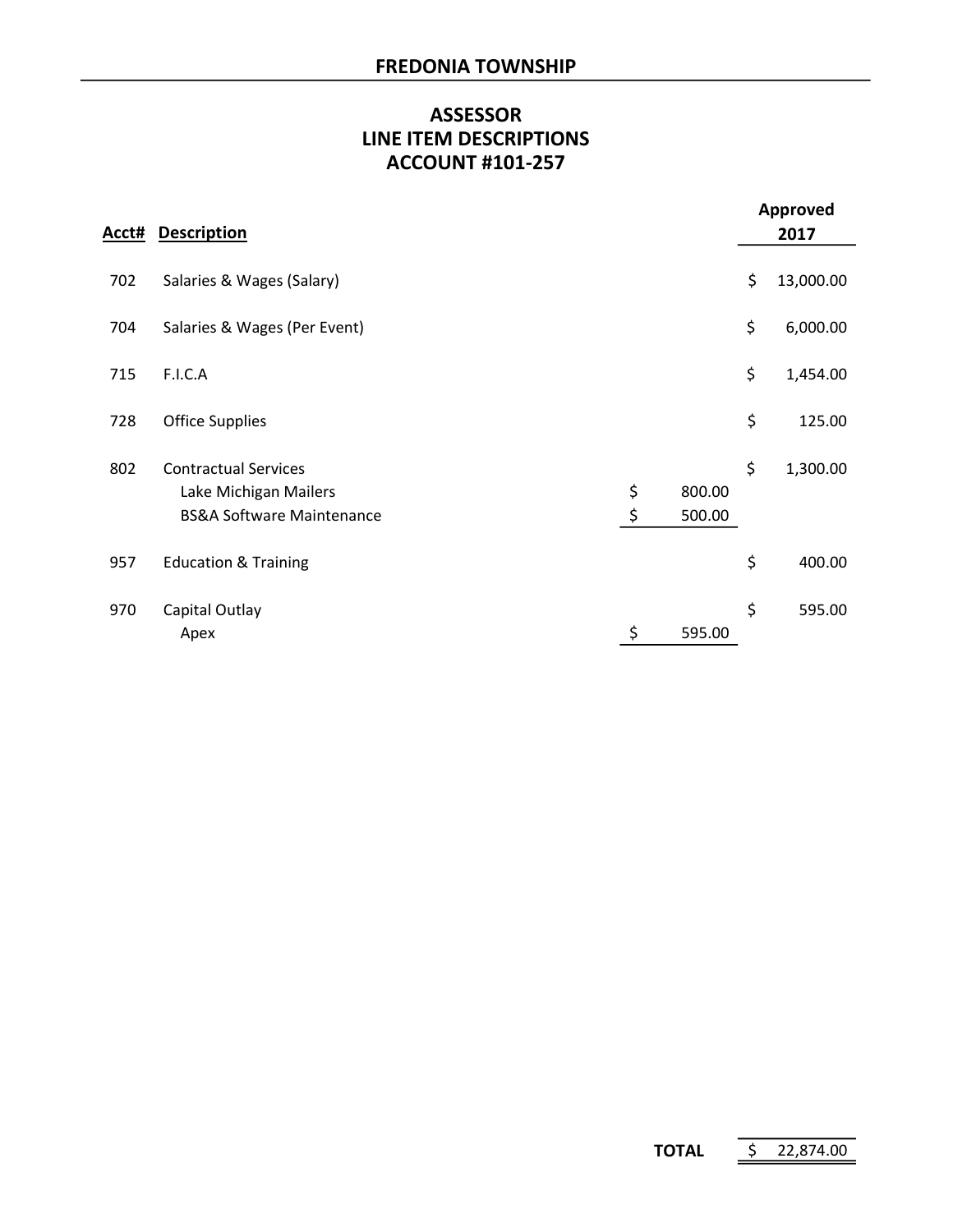# FREDONIA TOWNSHIP

## ASSESSOR
## LINE ITEM DESCRIPTIONS
## ACCOUNT #101-257

| Acct# | Description | | Approved 2017 |
|---|---|---|---|
| 702 | Salaries & Wages (Salary) | | $ 13,000.00 |
| 704 | Salaries & Wages (Per Event) | | $ 6,000.00 |
| 715 | F.I.C.A | | $ 1,454.00 |
| 728 | Office Supplies | | $ 125.00 |
| 802 | Contractual Services | | $ 1,300.00 |
| | Lake Michigan Mailers | $ 800.00 | |
| | BS&A Software Maintenance | $ 500.00 | |
| 957 | Education & Training | | $ 400.00 |
| 970 | Capital Outlay | | $ 595.00 |
| | Apex | $ 595.00 | |
| | | **TOTAL** | $ 22,874.00 |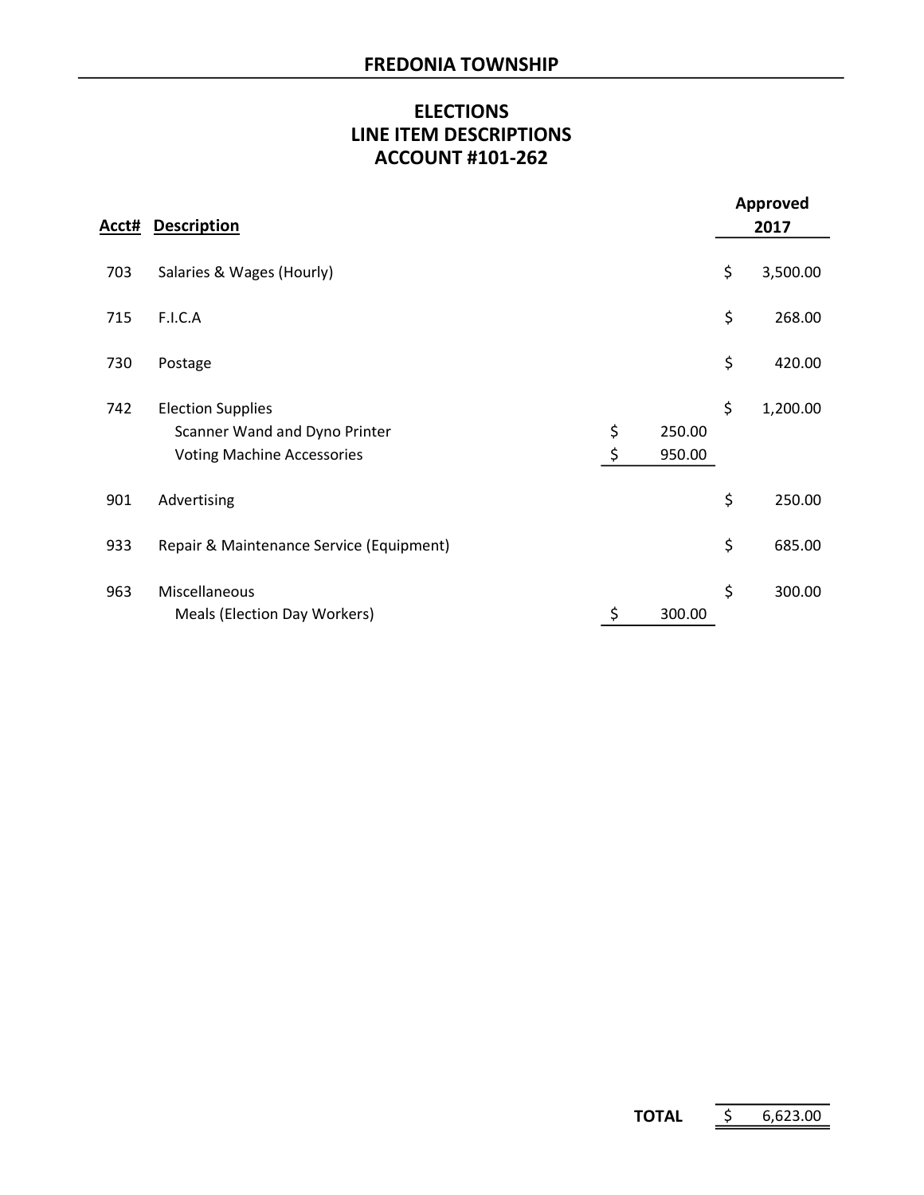# FREDONIA TOWNSHIP

## ELECTIONS
## LINE ITEM DESCRIPTIONS
## ACCOUNT #101-262

| Acct# | Description | | Approved 2017 |
|---|---|---|---|
| 703 | Salaries & Wages (Hourly) | | $ 3,500.00 |
| 715 | F.I.C.A | | $ 268.00 |
| 730 | Postage | | $ 420.00 |
| 742 | Election Supplies | | $ 1,200.00 |
| | Scanner Wand and Dyno Printer | $ 250.00 | |
| | Voting Machine Accessories | $ 950.00 | |
| 901 | Advertising | | $ 250.00 |
| 933 | Repair & Maintenance Service (Equipment) | | $ 685.00 |
| 963 | Miscellaneous | | $ 300.00 |
| | Meals (Election Day Workers) | $ 300.00 | |
| | | **TOTAL** | $ 6,623.00 |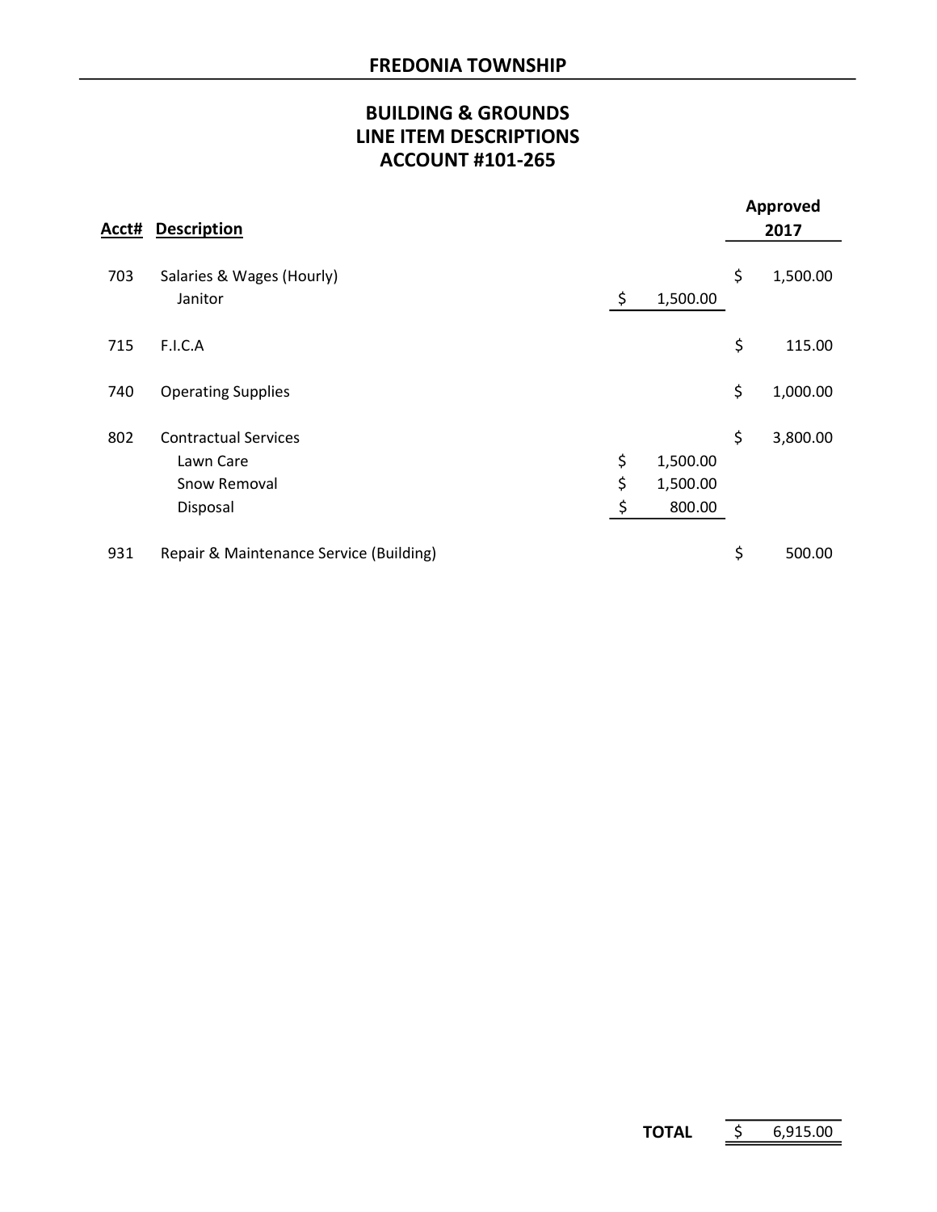# FREDONIA TOWNSHIP

## BUILDING & GROUNDS
## LINE ITEM DESCRIPTIONS
## ACCOUNT #101-265

| Acct# | Description | | Approved 2017 |
|---|---|---|---|
| 703 | Salaries & Wages (Hourly) | | $ 1,500.00 |
| | Janitor | $ 1,500.00 | |
| 715 | F.I.C.A | | $ 115.00 |
| 740 | Operating Supplies | | $ 1,000.00 |
| 802 | Contractual Services | | $ 3,800.00 |
| | Lawn Care | $ 1,500.00 | |
| | Snow Removal | $ 1,500.00 | |
| | Disposal | $ 800.00 | |
| 931 | Repair & Maintenance Service (Building) | | $ 500.00 |
| | | **TOTAL** | $ 6,915.00 |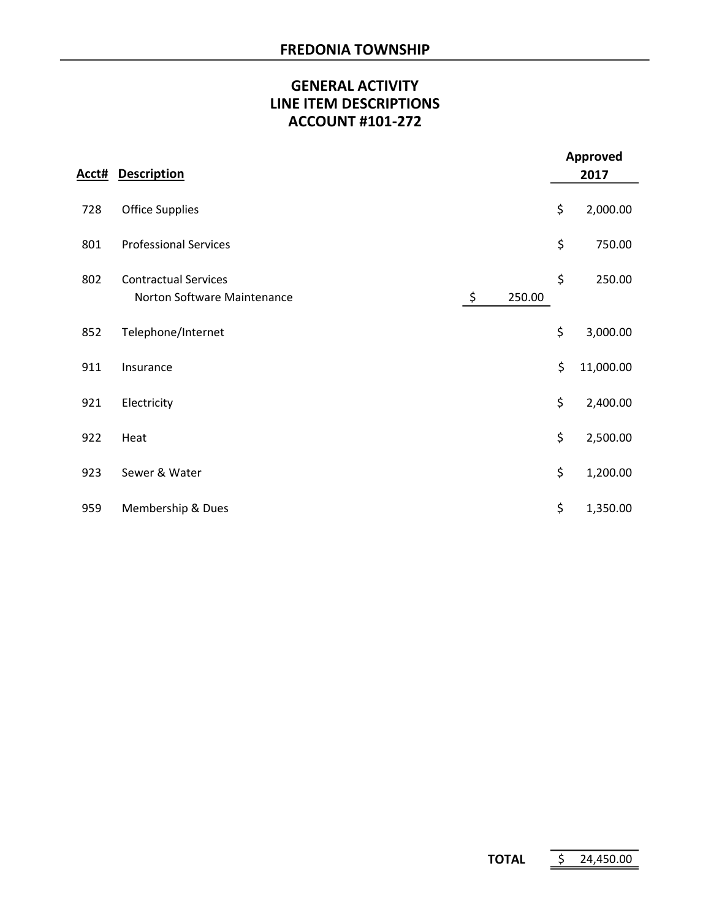# FREDONIA TOWNSHIP

## GENERAL ACTIVITY
## LINE ITEM DESCRIPTIONS
## ACCOUNT #101-272

| Acct# | Description | | Approved 2017 |
|---|---|---|---|
| 728 | Office Supplies | | $ 2,000.00 |
| 801 | Professional Services | | $ 750.00 |
| 802 | Contractual Services | | $ 250.00 |
| | Norton Software Maintenance | $ 250.00 | |
| 852 | Telephone/Internet | | $ 3,000.00 |
| 911 | Insurance | | $ 11,000.00 |
| 921 | Electricity | | $ 2,400.00 |
| 922 | Heat | | $ 2,500.00 |
| 923 | Sewer & Water | | $ 1,200.00 |
| 959 | Membership & Dues | | $ 1,350.00 |
| | | **TOTAL** | $ 24,450.00 |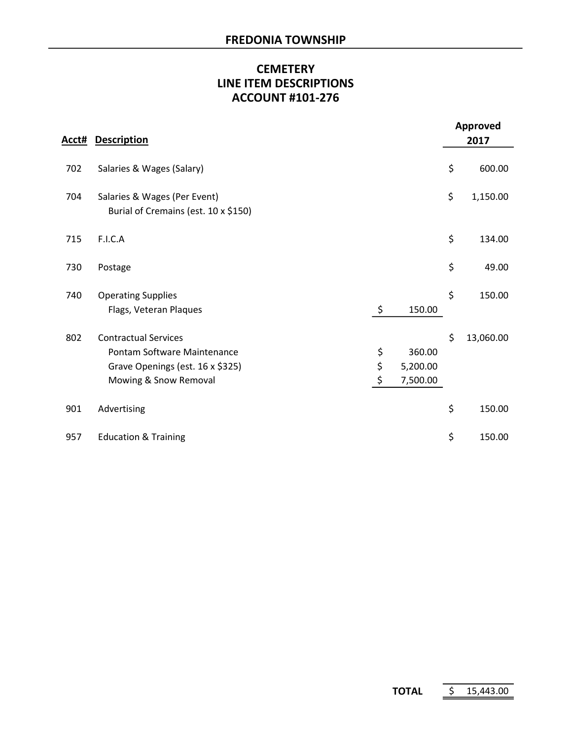## FREDONIA TOWNSHIP

### CEMETERY
### LINE ITEM DESCRIPTIONS
### ACCOUNT #101-276

| Acct# | Description | | Approved 2017 |
|---|---|---|---|
| 702 | Salaries & Wages (Salary) | | $ 600.00 |
| 704 | Salaries & Wages (Per Event) | | $ 1,150.00 |
| | Burial of Cremains (est. 10 x $150) | | |
| 715 | F.I.C.A | | $ 134.00 |
| 730 | Postage | | $ 49.00 |
| 740 | Operating Supplies | | $ 150.00 |
| | Flags, Veteran Plaques | $ 150.00 | |
| 802 | Contractual Services | | $ 13,060.00 |
| | Pontam Software Maintenance | $ 360.00 | |
| | Grave Openings (est. 16 x $325) | $ 5,200.00 | |
| | Mowing & Snow Removal | $ 7,500.00 | |
| 901 | Advertising | | $ 150.00 |
| 957 | Education & Training | | $ 150.00 |
| | | **TOTAL** | $ 15,443.00 |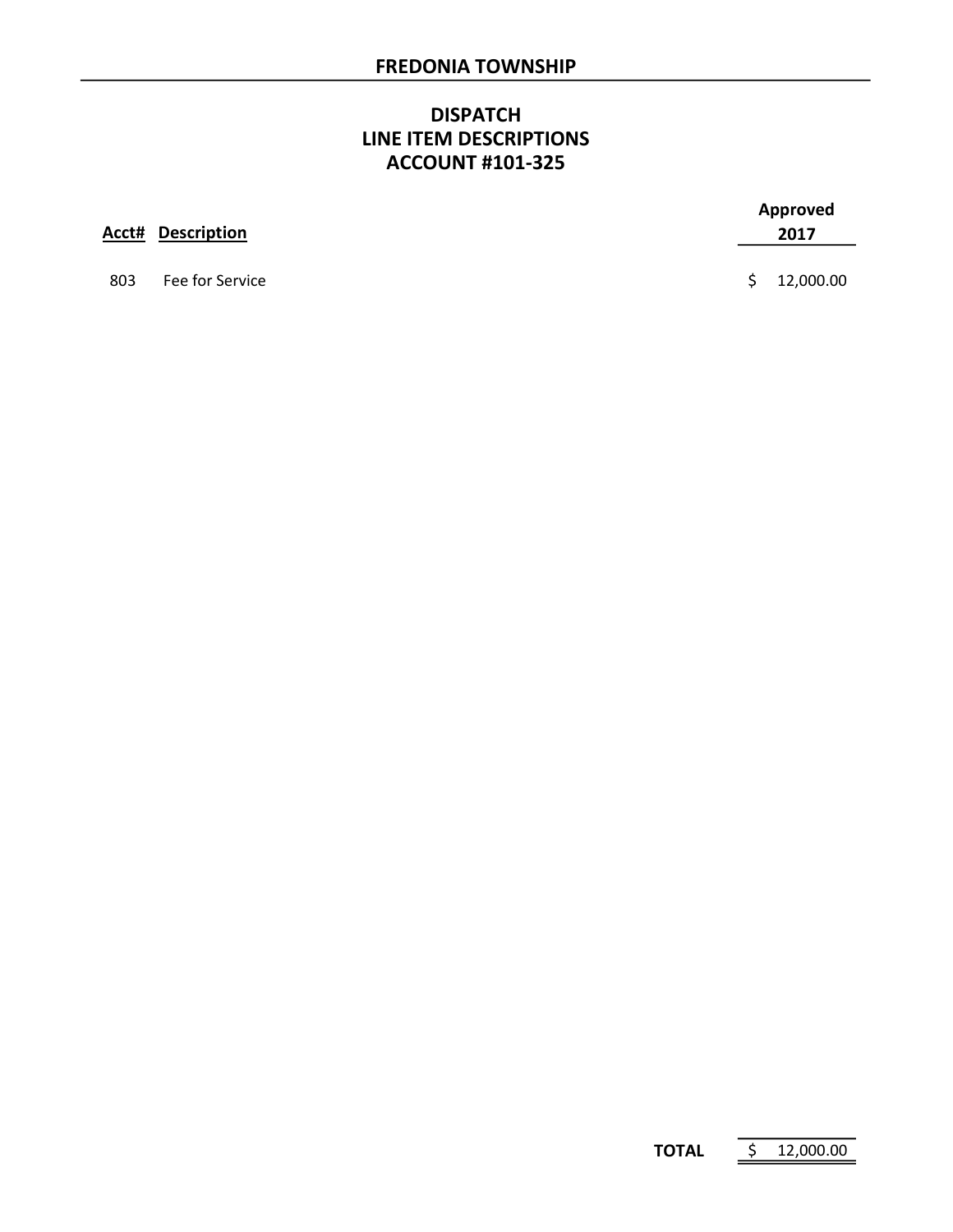# FREDONIA TOWNSHIP

## DISPATCH
## LINE ITEM DESCRIPTIONS
## ACCOUNT #101-325

| Acct# | Description | Approved 2017 |
|---|---|---|
| 803 | Fee for Service | $ 12,000.00 |
| | **TOTAL** | $ 12,000.00 |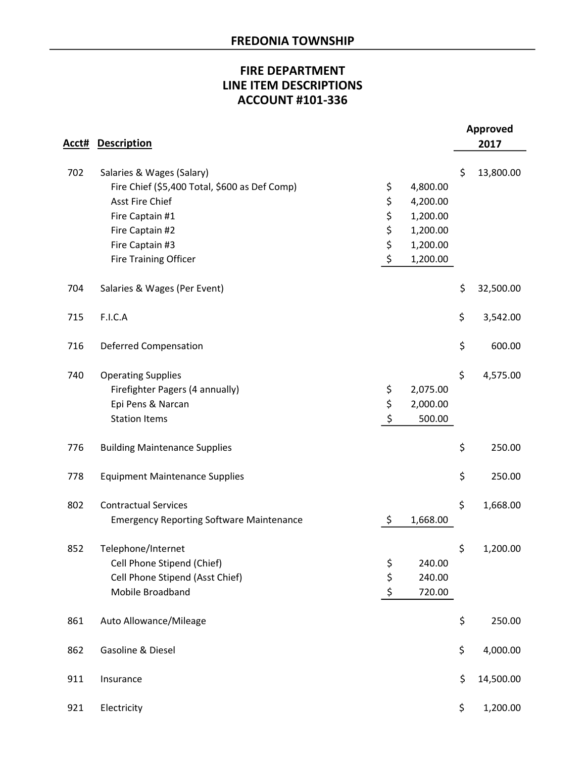## FREDONIA TOWNSHIP

### FIRE DEPARTMENT
### LINE ITEM DESCRIPTIONS
### ACCOUNT #101-336

| Acct# | Description | | Approved 2017 |
|---|---|---|---|
| 702 | Salaries & Wages (Salary) | | $ 13,800.00 |
| | Fire Chief ($5,400 Total, $600 as Def Comp) | $ 4,800.00 | |
| | Asst Fire Chief | $ 4,200.00 | |
| | Fire Captain #1 | $ 1,200.00 | |
| | Fire Captain #2 | $ 1,200.00 | |
| | Fire Captain #3 | $ 1,200.00 | |
| | Fire Training Officer | $ 1,200.00 | |
| 704 | Salaries & Wages (Per Event) | | $ 32,500.00 |
| 715 | F.I.C.A | | $ 3,542.00 |
| 716 | Deferred Compensation | | $ 600.00 |
| 740 | Operating Supplies | | $ 4,575.00 |
| | Firefighter Pagers (4 annually) | $ 2,075.00 | |
| | Epi Pens & Narcan | $ 2,000.00 | |
| | Station Items | $ 500.00 | |
| 776 | Building Maintenance Supplies | | $ 250.00 |
| 778 | Equipment Maintenance Supplies | | $ 250.00 |
| 802 | Contractual Services | | $ 1,668.00 |
| | Emergency Reporting Software Maintenance | $ 1,668.00 | |
| 852 | Telephone/Internet | | $ 1,200.00 |
| | Cell Phone Stipend (Chief) | $ 240.00 | |
| | Cell Phone Stipend (Asst Chief) | $ 240.00 | |
| | Mobile Broadband | $ 720.00 | |
| 861 | Auto Allowance/Mileage | | $ 250.00 |
| 862 | Gasoline & Diesel | | $ 4,000.00 |
| 911 | Insurance | | $ 14,500.00 |
| 921 | Electricity | | $ 1,200.00 |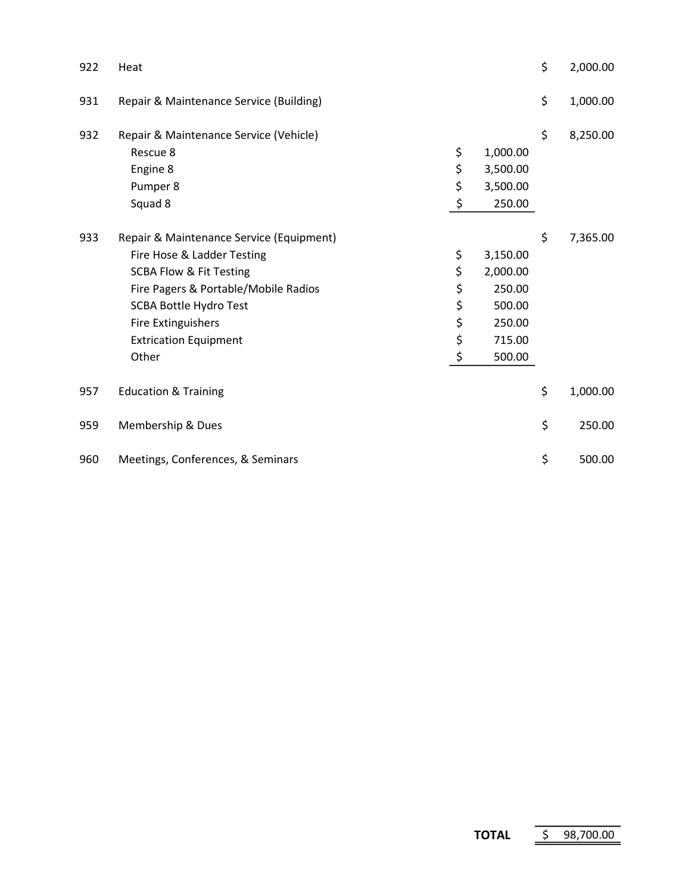| Code | Description | Detail | Amount |
|---|---|---|---|
| 922 | Heat | | $ 2,000.00 |
| 931 | Repair & Maintenance Service (Building) | | $ 1,000.00 |
| 932 | Repair & Maintenance Service (Vehicle) | | $ 8,250.00 |
| | Rescue 8 | $ 1,000.00 | |
| | Engine 8 | $ 3,500.00 | |
| | Pumper 8 | $ 3,500.00 | |
| | Squad 8 | $ 250.00 | |
| 933 | Repair & Maintenance Service (Equipment) | | $ 7,365.00 |
| | Fire Hose & Ladder Testing | $ 3,150.00 | |
| | SCBA Flow & Fit Testing | $ 2,000.00 | |
| | Fire Pagers & Portable/Mobile Radios | $ 250.00 | |
| | SCBA Bottle Hydro Test | $ 500.00 | |
| | Fire Extinguishers | $ 250.00 | |
| | Extrication Equipment | $ 715.00 | |
| | Other | $ 500.00 | |
| 957 | Education & Training | | $ 1,000.00 |
| 959 | Membership & Dues | | $ 250.00 |
| 960 | Meetings, Conferences, & Seminars | | $ 500.00 |

| | |
|---|---|
| **TOTAL** | $ 98,700.00 |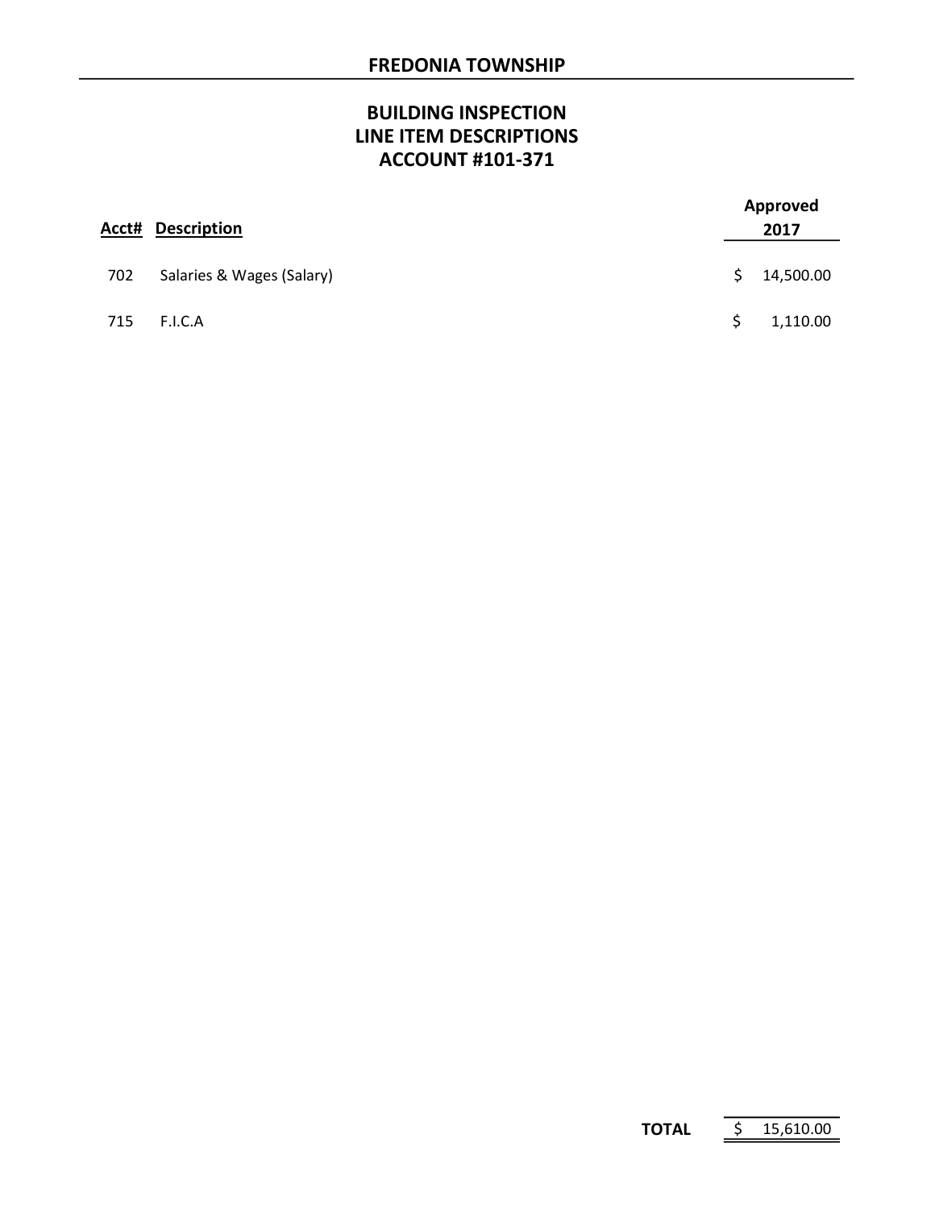# FREDONIA TOWNSHIP

## BUILDING INSPECTION
## LINE ITEM DESCRIPTIONS
## ACCOUNT #101-371

| Acct# | Description | Approved 2017 |
|---|---|---|
| 702 | Salaries & Wages (Salary) | $ 14,500.00 |
| 715 | F.I.C.A | $ 1,110.00 |
| | **TOTAL** | $ 15,610.00 |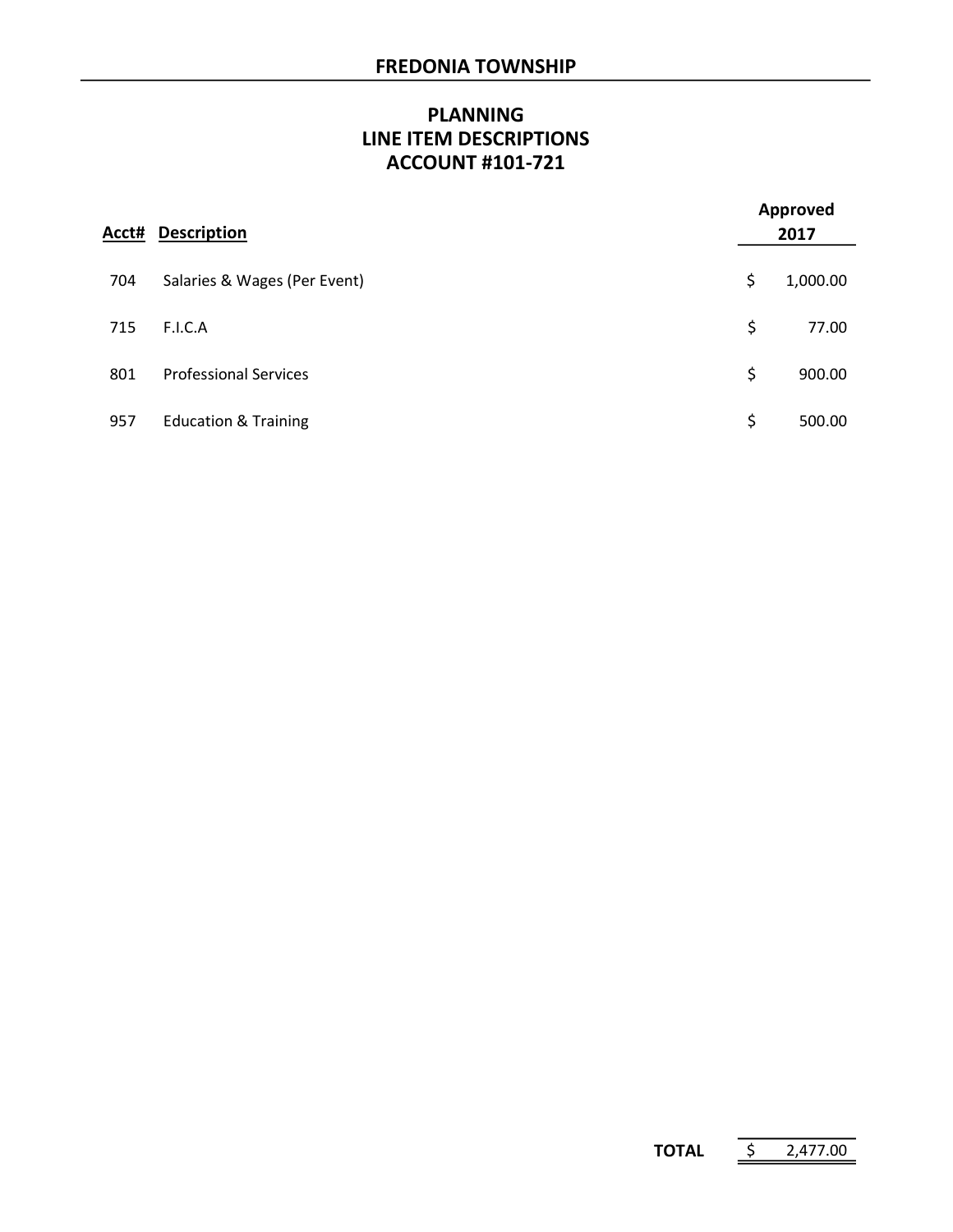# FREDONIA TOWNSHIP

## PLANNING
## LINE ITEM DESCRIPTIONS
## ACCOUNT #101-721

| Acct# | Description | Approved 2017 |
|---|---|---|
| 704 | Salaries & Wages (Per Event) | $ 1,000.00 |
| 715 | F.I.C.A | $ 77.00 |
| 801 | Professional Services | $ 900.00 |
| 957 | Education & Training | $ 500.00 |

**TOTAL** $ 2,477.00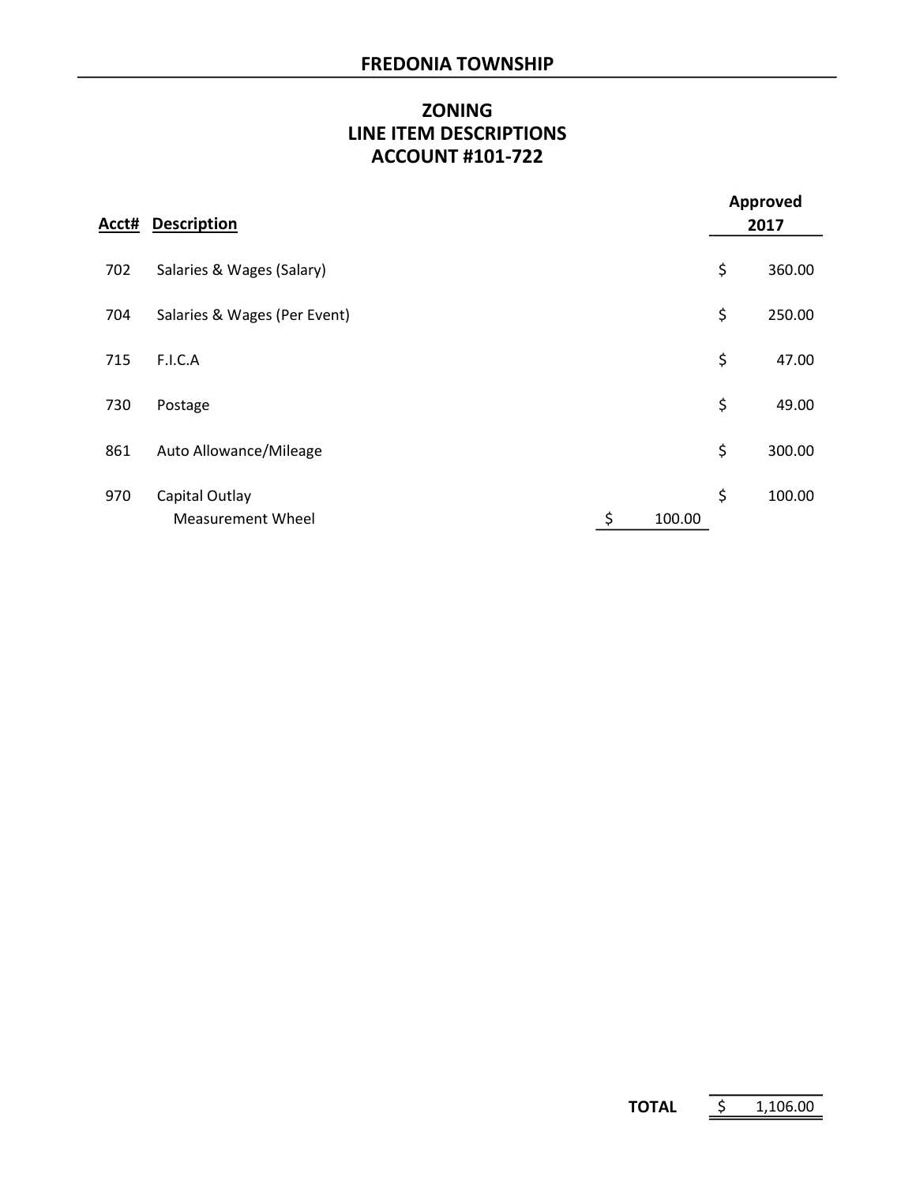## FREDONIA TOWNSHIP

### ZONING
### LINE ITEM DESCRIPTIONS
### ACCOUNT #101-722

| Acct# | Description | | Approved 2017 |
|---|---|---|---|
| 702 | Salaries & Wages (Salary) | | $ 360.00 |
| 704 | Salaries & Wages (Per Event) | | $ 250.00 |
| 715 | F.I.C.A | | $ 47.00 |
| 730 | Postage | | $ 49.00 |
| 861 | Auto Allowance/Mileage | | $ 300.00 |
| 970 | Capital Outlay | | $ 100.00 |
| | Measurement Wheel | $ 100.00 | |
| | **TOTAL** | | $ 1,106.00 |